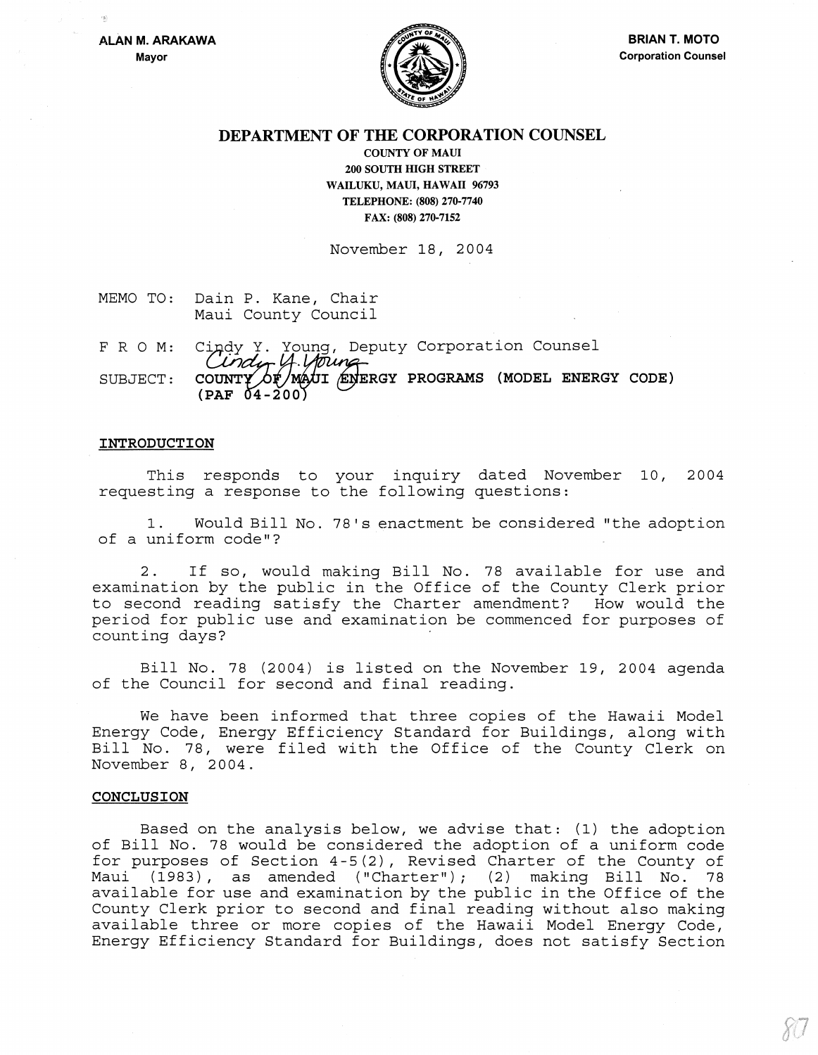ALAN M. ARAKAWA
Mayor

BRIAN T. MOTO
Corporation Counsel

# DEPARTMENT OF THE CORPORATION COUNSEL

COUNTY OF MAUI
200 SOUTH HIGH STREET
WAILUKU, MAUI, HAWAII 96793
TELEPHONE: (808) 270-7740
FAX: (808) 270-7152

November 18, 2004

MEMO TO: Dain P. Kane, Chair
Maui County Council

F R O M: Cindy Y. Young, Deputy Corporation Counsel

SUBJECT: **COUNTY OF MAUI ENERGY PROGRAMS (MODEL ENERGY CODE) (PAF 04-200)**

## INTRODUCTION

This responds to your inquiry dated November 10, 2004 requesting a response to the following questions:

1. Would Bill No. 78's enactment be considered "the adoption of a uniform code"?

2. If so, would making Bill No. 78 available for use and examination by the public in the Office of the County Clerk prior to second reading satisfy the Charter amendment? How would the period for public use and examination be commenced for purposes of counting days?

Bill No. 78 (2004) is listed on the November 19, 2004 agenda of the Council for second and final reading.

We have been informed that three copies of the Hawaii Model Energy Code, Energy Efficiency Standard for Buildings, along with Bill No. 78, were filed with the Office of the County Clerk on November 8, 2004.

## CONCLUSION

Based on the analysis below, we advise that: (1) the adoption of Bill No. 78 would be considered the adoption of a uniform code for purposes of Section 4-5(2), Revised Charter of the County of Maui (1983), as amended ("Charter"); (2) making Bill No. 78 available for use and examination by the public in the Office of the County Clerk prior to second and final reading without also making available three or more copies of the Hawaii Model Energy Code, Energy Efficiency Standard for Buildings, does not satisfy Section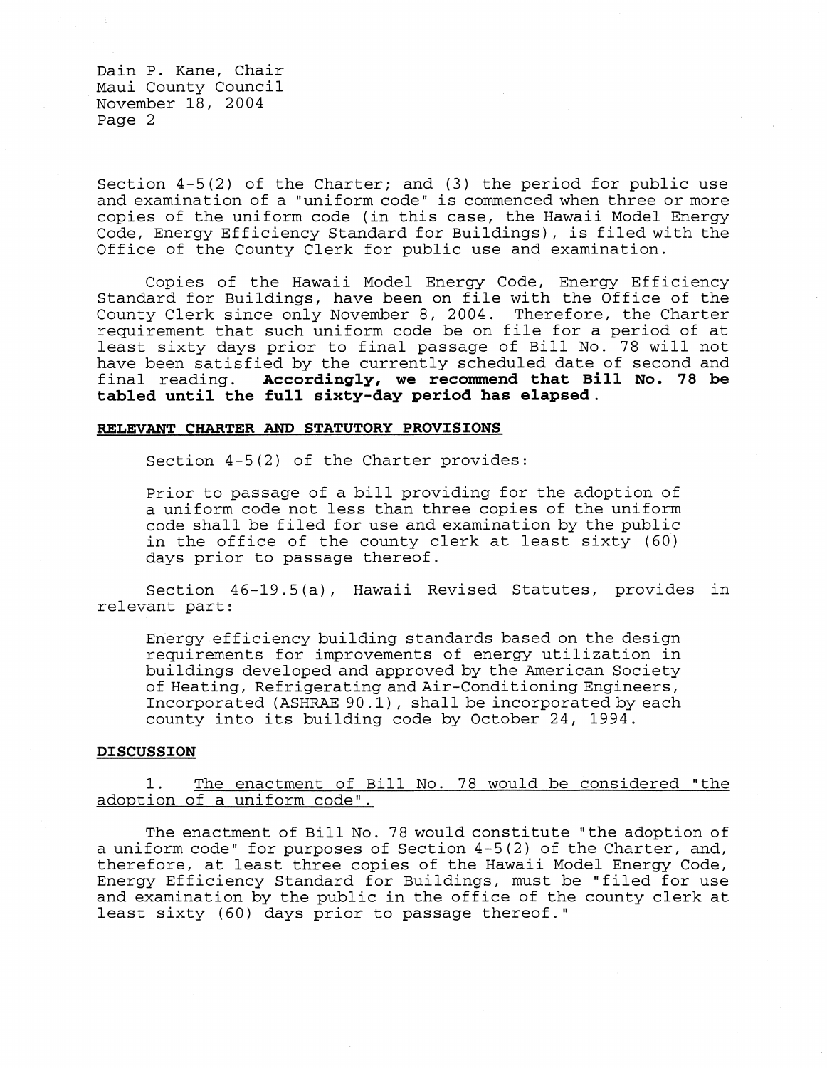Dain P. Kane, Chair
Maui County Council
November 18, 2004

Section 4-5(2) of the Charter; and (3) the period for public use and examination of a "uniform code" is commenced when three or more copies of the uniform code (in this case, the Hawaii Model Energy Code, Energy Efficiency Standard for Buildings), is filed with the Office of the County Clerk for public use and examination.

Copies of the Hawaii Model Energy Code, Energy Efficiency Standard for Buildings, have been on file with the Office of the County Clerk since only November 8, 2004. Therefore, the Charter requirement that such uniform code be on file for a period of at least sixty days prior to final passage of Bill No. 78 will not have been satisfied by the currently scheduled date of second and final reading. **Accordingly, we recommend that Bill No. 78 be tabled until the full sixty-day period has elapsed.**

## RELEVANT CHARTER AND STATUTORY PROVISIONS

Section 4-5(2) of the Charter provides:

> Prior to passage of a bill providing for the adoption of a uniform code not less than three copies of the uniform code shall be filed for use and examination by the public in the office of the county clerk at least sixty (60) days prior to passage thereof.

Section 46-19.5(a), Hawaii Revised Statutes, provides in relevant part:

> Energy efficiency building standards based on the design requirements for improvements of energy utilization in buildings developed and approved by the American Society of Heating, Refrigerating and Air-Conditioning Engineers, Incorporated (ASHRAE 90.1), shall be incorporated by each county into its building code by October 24, 1994.

## DISCUSSION

1. The enactment of Bill No. 78 would be considered "the adoption of a uniform code".

The enactment of Bill No. 78 would constitute "the adoption of a uniform code" for purposes of Section 4-5(2) of the Charter, and, therefore, at least three copies of the Hawaii Model Energy Code, Energy Efficiency Standard for Buildings, must be "filed for use and examination by the public in the office of the county clerk at least sixty (60) days prior to passage thereof."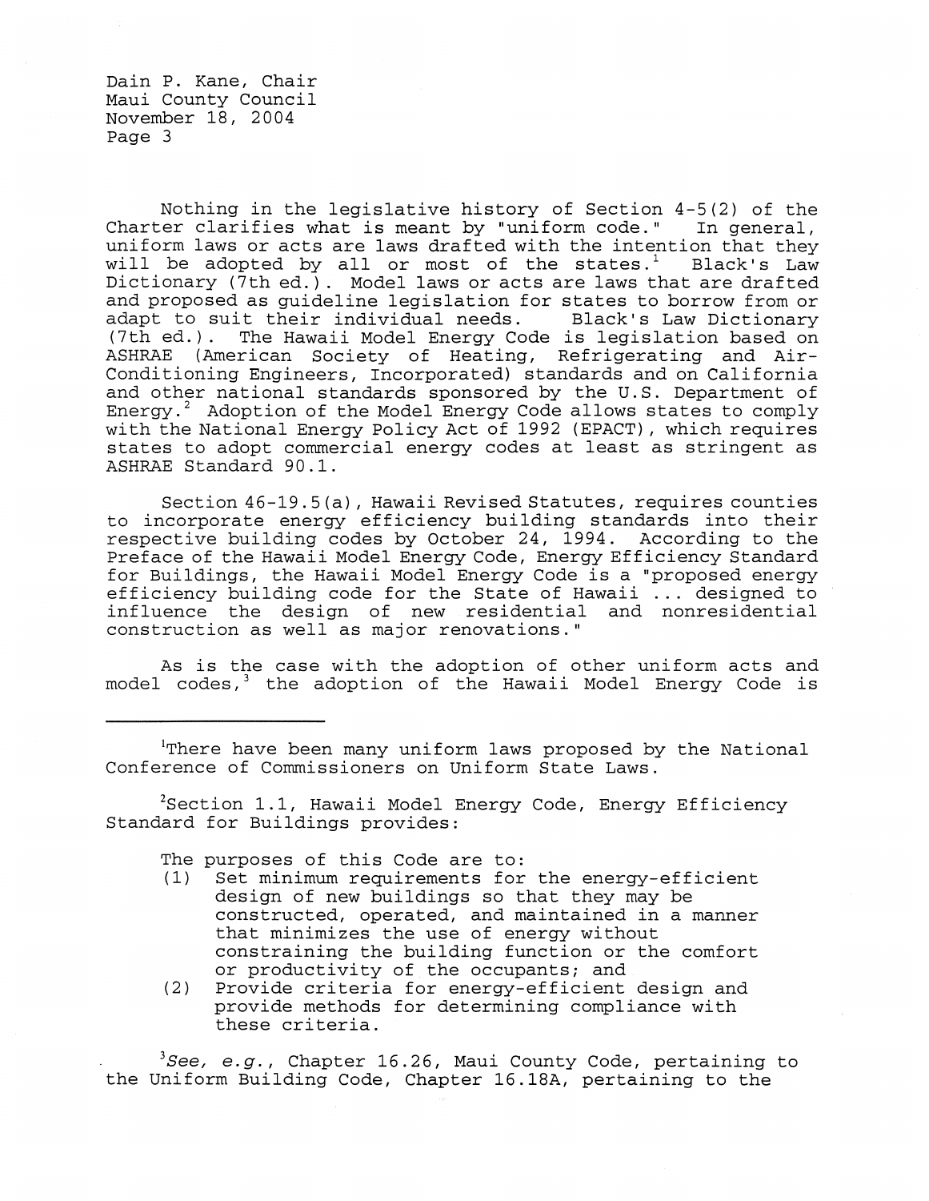Nothing in the legislative history of Section 4-5(2) of the Charter clarifies what is meant by "uniform code." In general, uniform laws or acts are laws drafted with the intention that they will be adopted by all or most of the states.[1] Black's Law Dictionary (7th ed.). Model laws or acts are laws that are drafted and proposed as guideline legislation for states to borrow from or adapt to suit their individual needs. Black's Law Dictionary (7th ed.). The Hawaii Model Energy Code is legislation based on ASHRAE (American Society of Heating, Refrigerating and Air-Conditioning Engineers, Incorporated) standards and on California and other national standards sponsored by the U.S. Department of Energy.[2] Adoption of the Model Energy Code allows states to comply with the National Energy Policy Act of 1992 (EPACT), which requires states to adopt commercial energy codes at least as stringent as ASHRAE Standard 90.1.

Section 46-19.5(a), Hawaii Revised Statutes, requires counties to incorporate energy efficiency building standards into their respective building codes by October 24, 1994. According to the Preface of the Hawaii Model Energy Code, Energy Efficiency Standard for Buildings, the Hawaii Model Energy Code is a "proposed energy efficiency building code for the State of Hawaii ... designed to influence the design of new residential and nonresidential construction as well as major renovations."

As is the case with the adoption of other uniform acts and model codes,[3] the adoption of the Hawaii Model Energy Code is

---

[1]There have been many uniform laws proposed by the National Conference of Commissioners on Uniform State Laws.

[2]Section 1.1, Hawaii Model Energy Code, Energy Efficiency Standard for Buildings provides:

> The purposes of this Code are to:
> (1) Set minimum requirements for the energy-efficient design of new buildings so that they may be constructed, operated, and maintained in a manner that minimizes the use of energy without constraining the building function or the comfort or productivity of the occupants; and
> (2) Provide criteria for energy-efficient design and provide methods for determining compliance with these criteria.

[3]*See, e.g.*, Chapter 16.26, Maui County Code, pertaining to the Uniform Building Code, Chapter 16.18A, pertaining to the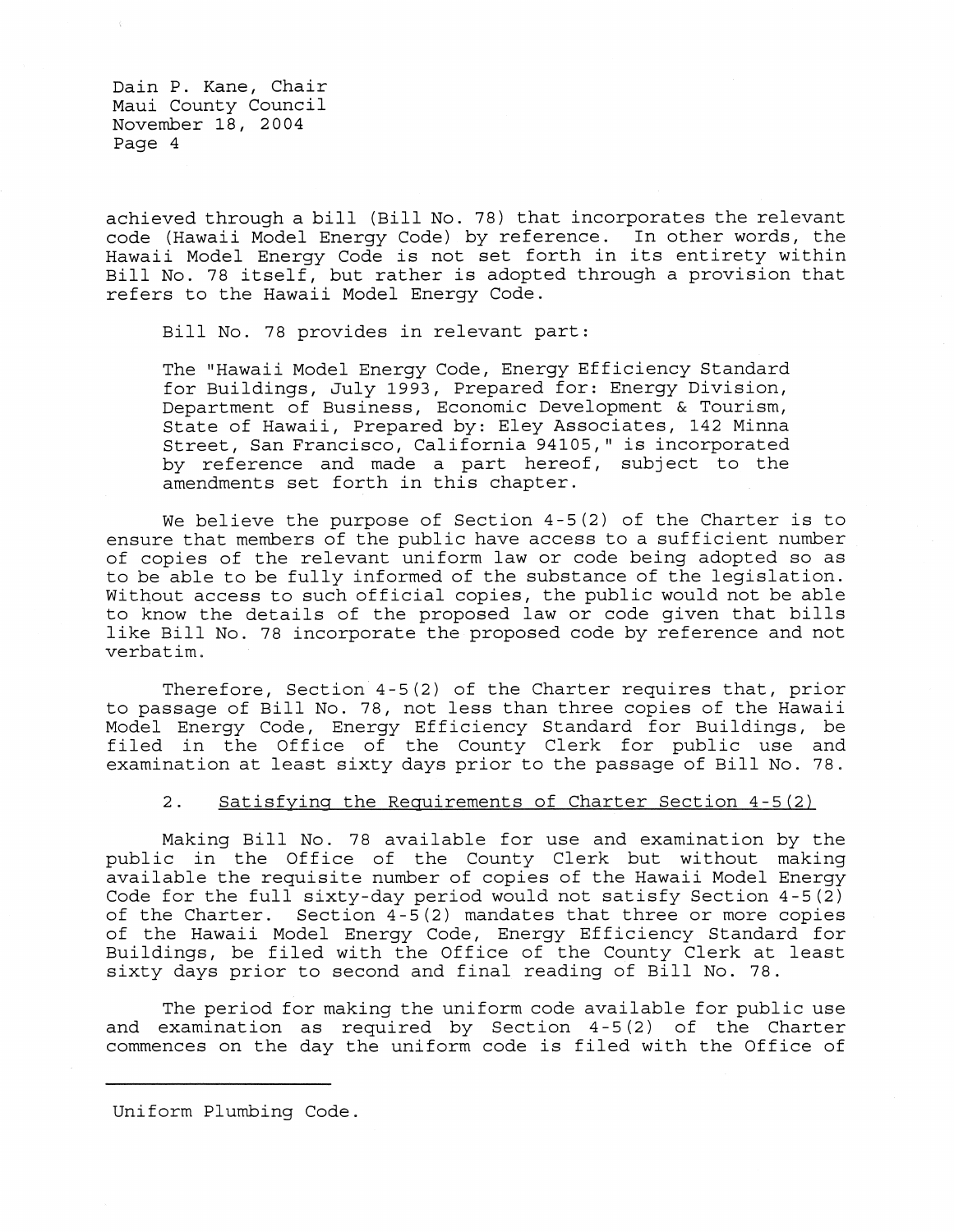achieved through a bill (Bill No. 78) that incorporates the relevant code (Hawaii Model Energy Code) by reference. In other words, the Hawaii Model Energy Code is not set forth in its entirety within Bill No. 78 itself, but rather is adopted through a provision that refers to the Hawaii Model Energy Code.

Bill No. 78 provides in relevant part:

> The "Hawaii Model Energy Code, Energy Efficiency Standard for Buildings, July 1993, Prepared for: Energy Division, Department of Business, Economic Development & Tourism, State of Hawaii, Prepared by: Eley Associates, 142 Minna Street, San Francisco, California 94105," is incorporated by reference and made a part hereof, subject to the amendments set forth in this chapter.

We believe the purpose of Section 4-5(2) of the Charter is to ensure that members of the public have access to a sufficient number of copies of the relevant uniform law or code being adopted so as to be able to be fully informed of the substance of the legislation. Without access to such official copies, the public would not be able to know the details of the proposed law or code given that bills like Bill No. 78 incorporate the proposed code by reference and not verbatim.

Therefore, Section 4-5(2) of the Charter requires that, prior to passage of Bill No. 78, not less than three copies of the Hawaii Model Energy Code, Energy Efficiency Standard for Buildings, be filed in the Office of the County Clerk for public use and examination at least sixty days prior to the passage of Bill No. 78.

2. <u>Satisfying the Requirements of Charter Section 4-5(2)</u>

Making Bill No. 78 available for use and examination by the public in the Office of the County Clerk but without making available the requisite number of copies of the Hawaii Model Energy Code for the full sixty-day period would not satisfy Section 4-5(2) of the Charter. Section 4-5(2) mandates that three or more copies of the Hawaii Model Energy Code, Energy Efficiency Standard for Buildings, be filed with the Office of the County Clerk at least sixty days prior to second and final reading of Bill No. 78.

The period for making the uniform code available for public use and examination as required by Section 4-5(2) of the Charter commences on the day the uniform code is filed with the Office of

---

Uniform Plumbing Code.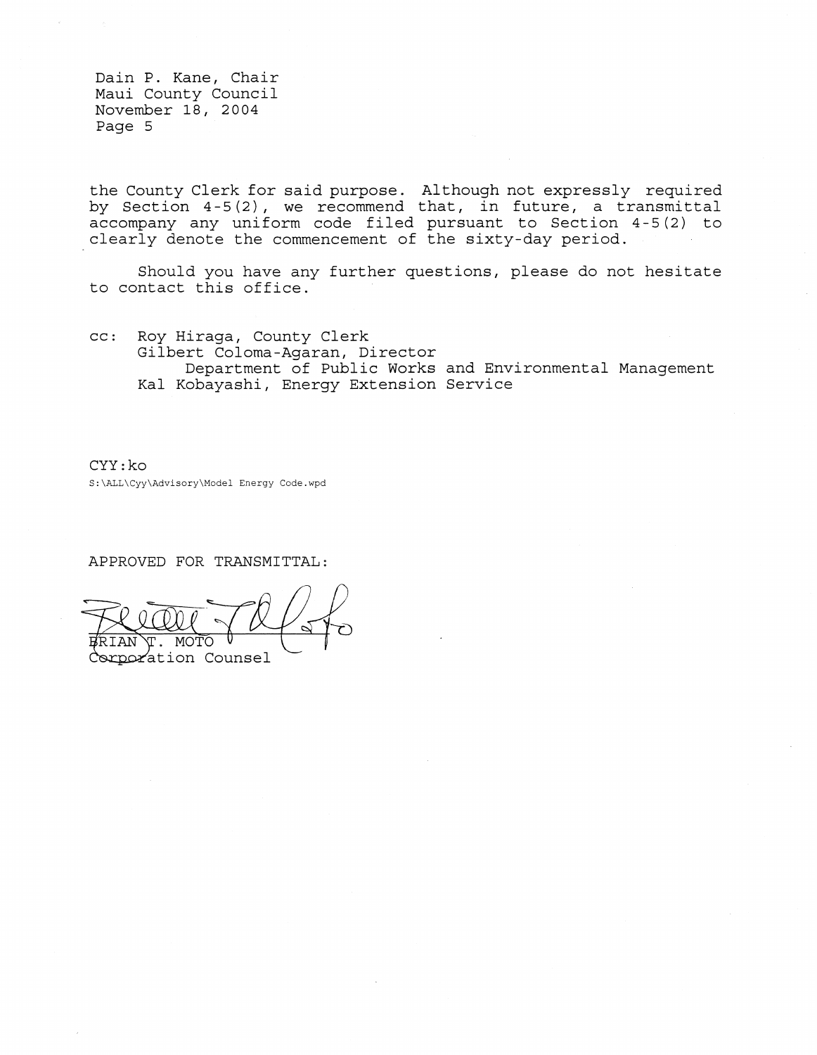the County Clerk for said purpose. Although not expressly required by Section 4-5(2), we recommend that, in future, a transmittal accompany any uniform code filed pursuant to Section 4-5(2) to clearly denote the commencement of the sixty-day period.

Should you have any further questions, please do not hesitate to contact this office.

cc: Roy Hiraga, County Clerk
Gilbert Coloma-Agaran, Director
Department of Public Works and Environmental Management
Kal Kobayashi, Energy Extension Service

CYY:ko
S:\ALL\Cyy\Advisory\Model Energy Code.wpd

APPROVED FOR TRANSMITTAL:

BRIAN T. MOTO
Corporation Counsel